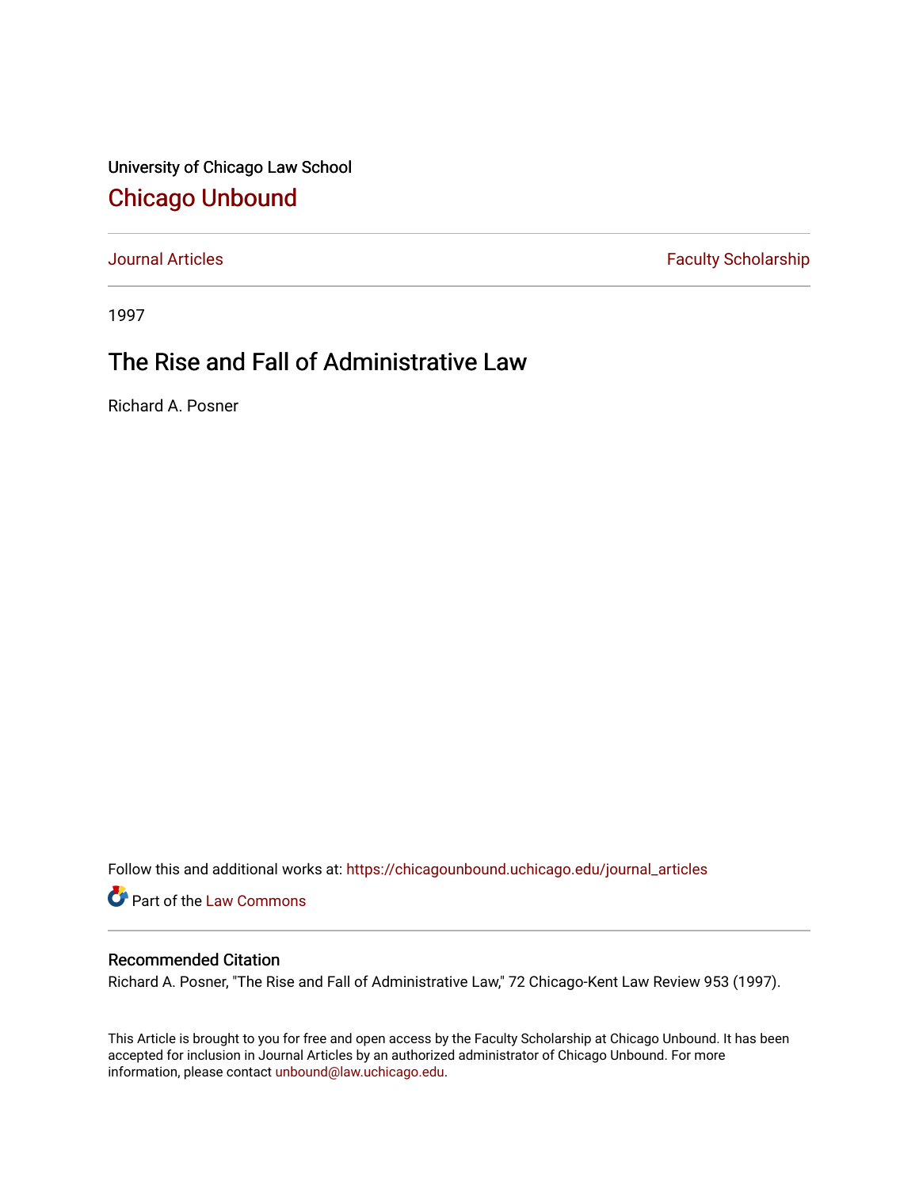University of Chicago Law School

## Chicago Unbound

Journal Articles | Faculty Scholarship

1997

# The Rise and Fall of Administrative Law

Richard A. Posner

Follow this and additional works at: https://chicagounbound.uchicago.edu/journal_articles

Part of the Law Commons

### Recommended Citation

Richard A. Posner, "The Rise and Fall of Administrative Law," 72 Chicago-Kent Law Review 953 (1997).

This Article is brought to you for free and open access by the Faculty Scholarship at Chicago Unbound. It has been accepted for inclusion in Journal Articles by an authorized administrator of Chicago Unbound. For more information, please contact unbound@law.uchicago.edu.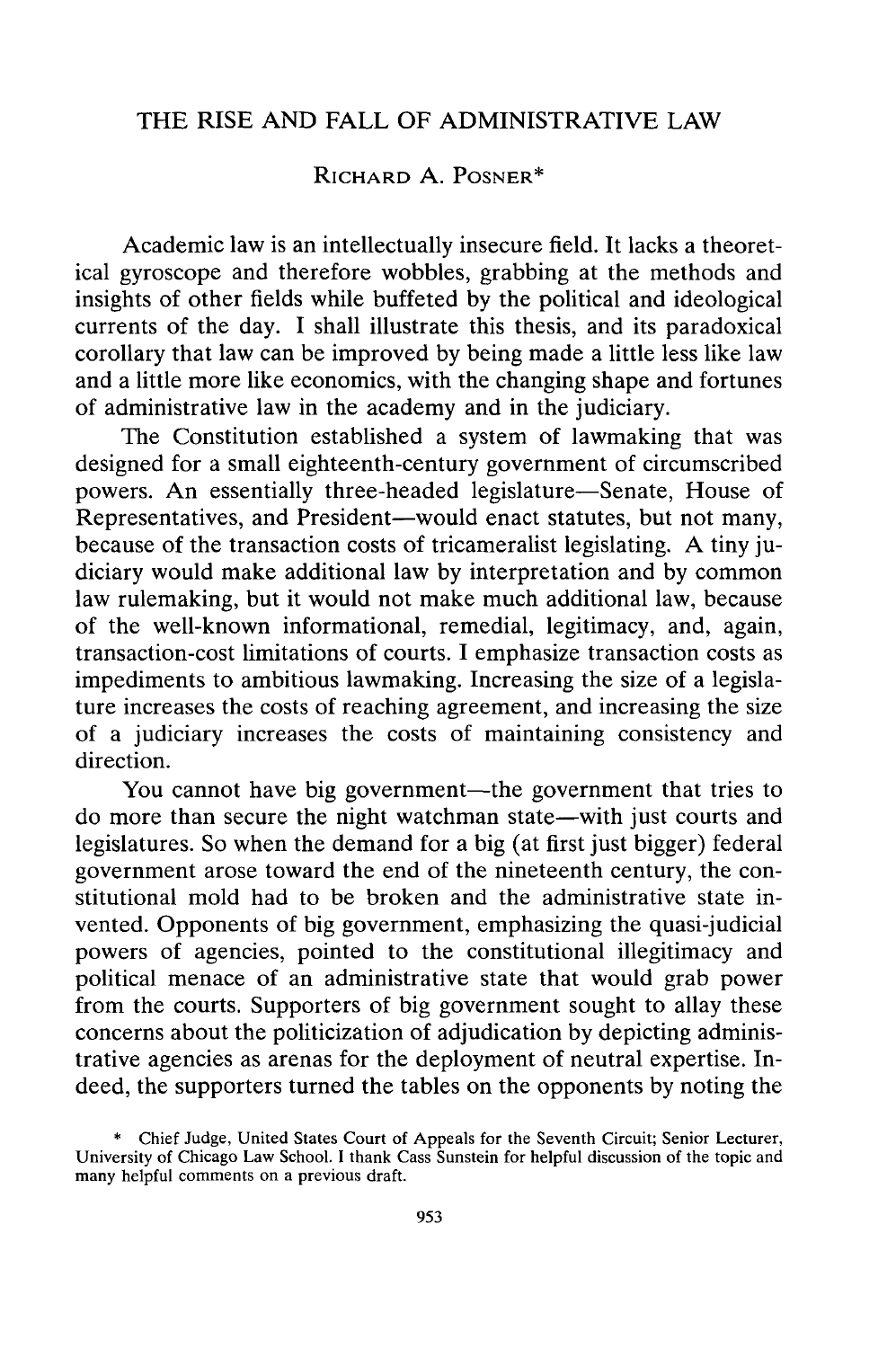# THE RISE AND FALL OF ADMINISTRATIVE LAW

RICHARD A. POSNER*

Academic law is an intellectually insecure field. It lacks a theoretical gyroscope and therefore wobbles, grabbing at the methods and insights of other fields while buffeted by the political and ideological currents of the day. I shall illustrate this thesis, and its paradoxical corollary that law can be improved by being made a little less like law and a little more like economics, with the changing shape and fortunes of administrative law in the academy and in the judiciary.

The Constitution established a system of lawmaking that was designed for a small eighteenth-century government of circumscribed powers. An essentially three-headed legislature—Senate, House of Representatives, and President—would enact statutes, but not many, because of the transaction costs of tricameralist legislating. A tiny judiciary would make additional law by interpretation and by common law rulemaking, but it would not make much additional law, because of the well-known informational, remedial, legitimacy, and, again, transaction-cost limitations of courts. I emphasize transaction costs as impediments to ambitious lawmaking. Increasing the size of a legislature increases the costs of reaching agreement, and increasing the size of a judiciary increases the costs of maintaining consistency and direction.

You cannot have big government—the government that tries to do more than secure the night watchman state—with just courts and legislatures. So when the demand for a big (at first just bigger) federal government arose toward the end of the nineteenth century, the constitutional mold had to be broken and the administrative state invented. Opponents of big government, emphasizing the quasi-judicial powers of agencies, pointed to the constitutional illegitimacy and political menace of an administrative state that would grab power from the courts. Supporters of big government sought to allay these concerns about the politicization of adjudication by depicting administrative agencies as arenas for the deployment of neutral expertise. Indeed, the supporters turned the tables on the opponents by noting the

* Chief Judge, United States Court of Appeals for the Seventh Circuit; Senior Lecturer, University of Chicago Law School. I thank Cass Sunstein for helpful discussion of the topic and many helpful comments on a previous draft.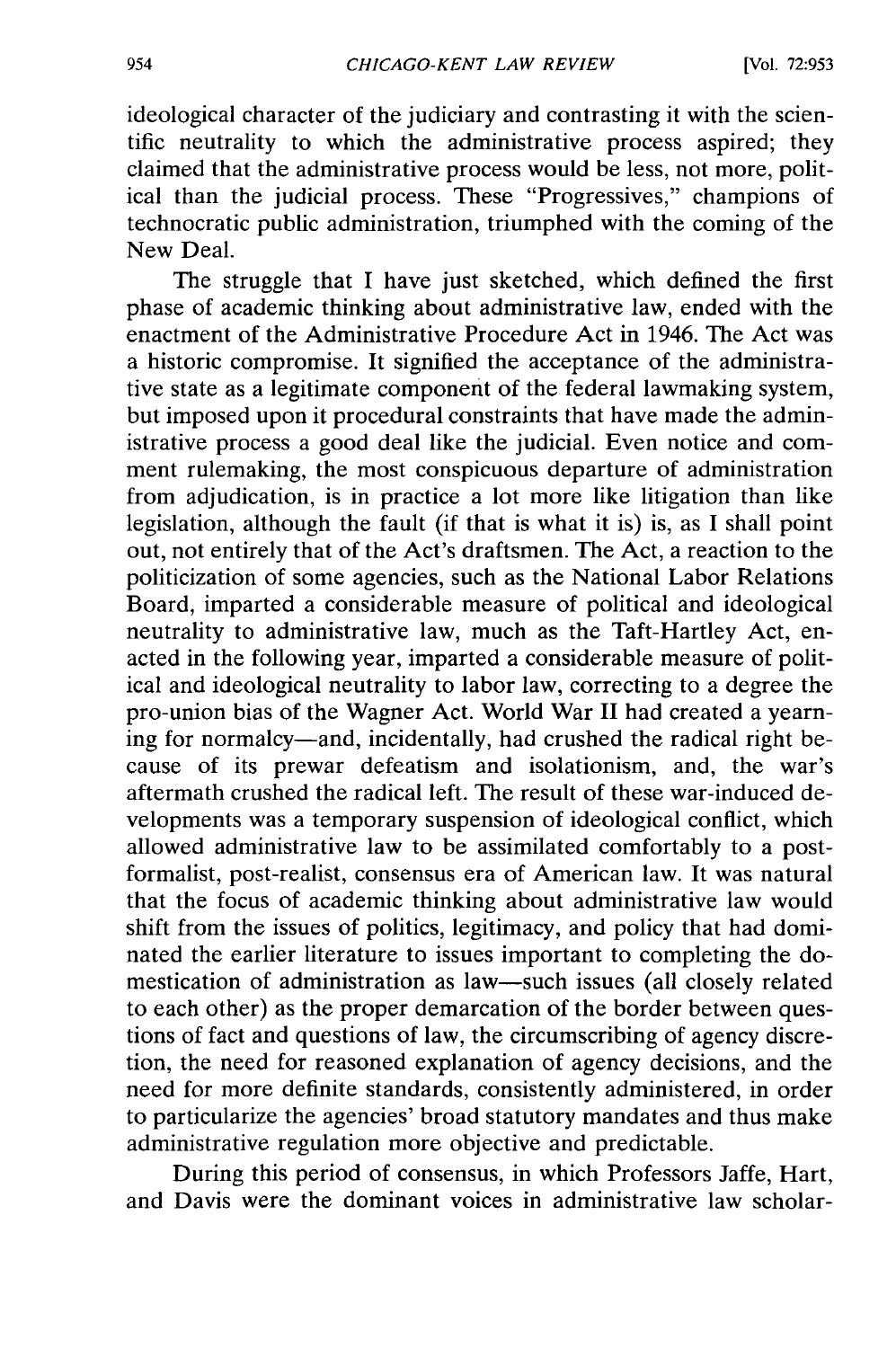ideological character of the judiciary and contrasting it with the scientific neutrality to which the administrative process aspired; they claimed that the administrative process would be less, not more, political than the judicial process. These "Progressives," champions of technocratic public administration, triumphed with the coming of the New Deal.

The struggle that I have just sketched, which defined the first phase of academic thinking about administrative law, ended with the enactment of the Administrative Procedure Act in 1946. The Act was a historic compromise. It signified the acceptance of the administrative state as a legitimate component of the federal lawmaking system, but imposed upon it procedural constraints that have made the administrative process a good deal like the judicial. Even notice and comment rulemaking, the most conspicuous departure of administration from adjudication, is in practice a lot more like litigation than like legislation, although the fault (if that is what it is) is, as I shall point out, not entirely that of the Act's draftsmen. The Act, a reaction to the politicization of some agencies, such as the National Labor Relations Board, imparted a considerable measure of political and ideological neutrality to administrative law, much as the Taft-Hartley Act, enacted in the following year, imparted a considerable measure of political and ideological neutrality to labor law, correcting to a degree the pro-union bias of the Wagner Act. World War II had created a yearning for normalcy—and, incidentally, had crushed the radical right because of its prewar defeatism and isolationism, and, the war's aftermath crushed the radical left. The result of these war-induced developments was a temporary suspension of ideological conflict, which allowed administrative law to be assimilated comfortably to a post-formalist, post-realist, consensus era of American law. It was natural that the focus of academic thinking about administrative law would shift from the issues of politics, legitimacy, and policy that had dominated the earlier literature to issues important to completing the domestication of administration as law—such issues (all closely related to each other) as the proper demarcation of the border between questions of fact and questions of law, the circumscribing of agency discretion, the need for reasoned explanation of agency decisions, and the need for more definite standards, consistently administered, in order to particularize the agencies' broad statutory mandates and thus make administrative regulation more objective and predictable.

During this period of consensus, in which Professors Jaffe, Hart, and Davis were the dominant voices in administrative law scholar-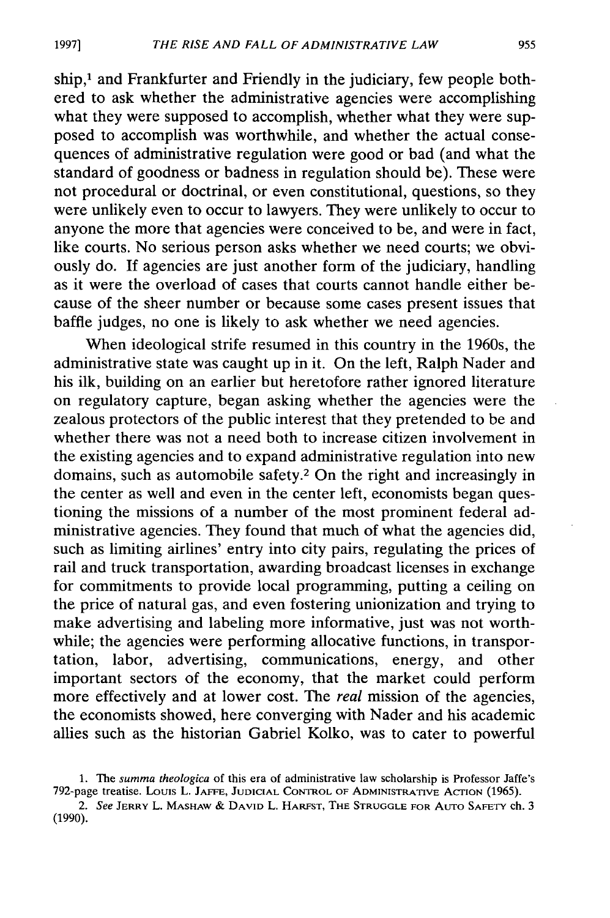ship,[1] and Frankfurter and Friendly in the judiciary, few people bothered to ask whether the administrative agencies were accomplishing what they were supposed to accomplish, whether what they were supposed to accomplish was worthwhile, and whether the actual consequences of administrative regulation were good or bad (and what the standard of goodness or badness in regulation should be). These were not procedural or doctrinal, or even constitutional, questions, so they were unlikely even to occur to lawyers. They were unlikely to occur to anyone the more that agencies were conceived to be, and were in fact, like courts. No serious person asks whether we need courts; we obviously do. If agencies are just another form of the judiciary, handling as it were the overload of cases that courts cannot handle either because of the sheer number or because some cases present issues that baffle judges, no one is likely to ask whether we need agencies.

When ideological strife resumed in this country in the 1960s, the administrative state was caught up in it. On the left, Ralph Nader and his ilk, building on an earlier but heretofore rather ignored literature on regulatory capture, began asking whether the agencies were the zealous protectors of the public interest that they pretended to be and whether there was not a need both to increase citizen involvement in the existing agencies and to expand administrative regulation into new domains, such as automobile safety.[2] On the right and increasingly in the center as well and even in the center left, economists began questioning the missions of a number of the most prominent federal administrative agencies. They found that much of what the agencies did, such as limiting airlines' entry into city pairs, regulating the prices of rail and truck transportation, awarding broadcast licenses in exchange for commitments to provide local programming, putting a ceiling on the price of natural gas, and even fostering unionization and trying to make advertising and labeling more informative, just was not worthwhile; the agencies were performing allocative functions, in transportation, labor, advertising, communications, energy, and other important sectors of the economy, that the market could perform more effectively and at lower cost. The *real* mission of the agencies, the economists showed, here converging with Nader and his academic allies such as the historian Gabriel Kolko, was to cater to powerful

1. The *summa theologica* of this era of administrative law scholarship is Professor Jaffe's 792-page treatise. LOUIS L. JAFFE, JUDICIAL CONTROL OF ADMINISTRATIVE ACTION (1965).

2. *See* JERRY L. MASHAW & DAVID L. HARFST, THE STRUGGLE FOR AUTO SAFETY ch. 3 (1990).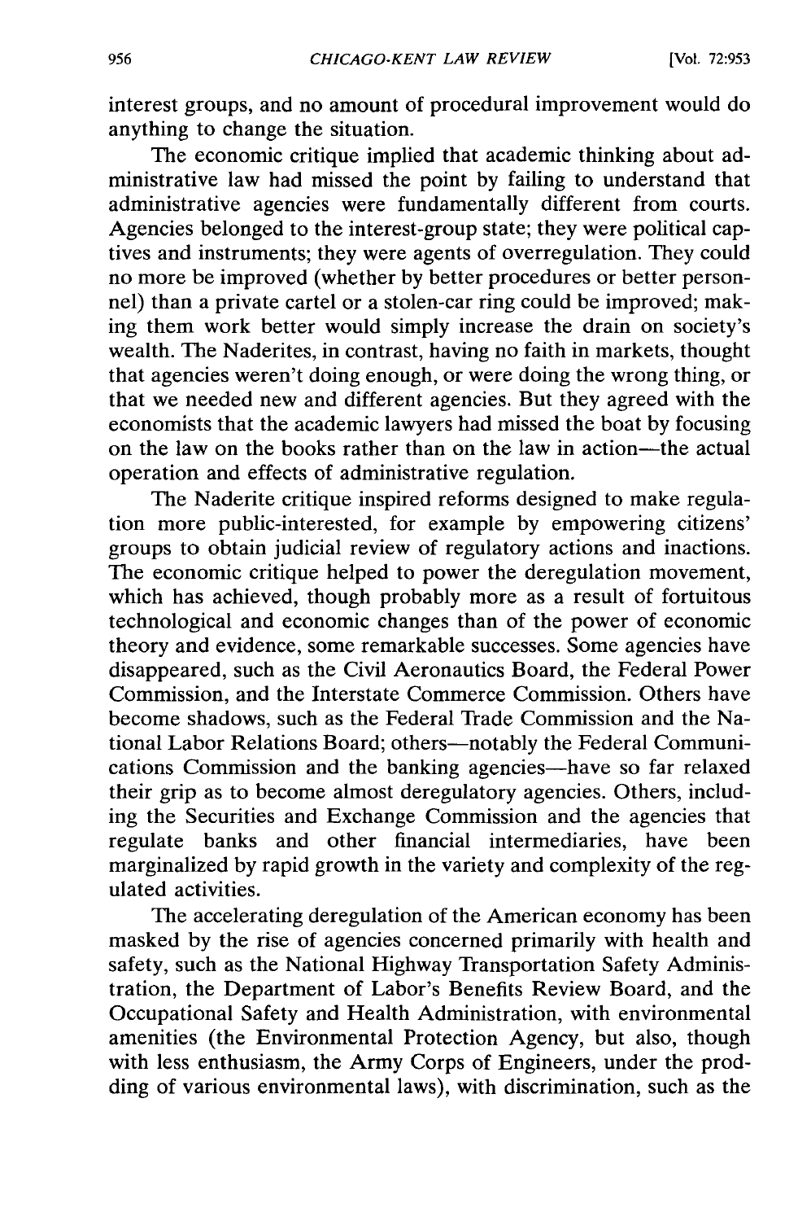interest groups, and no amount of procedural improvement would do anything to change the situation.

The economic critique implied that academic thinking about administrative law had missed the point by failing to understand that administrative agencies were fundamentally different from courts. Agencies belonged to the interest-group state; they were political captives and instruments; they were agents of overregulation. They could no more be improved (whether by better procedures or better personnel) than a private cartel or a stolen-car ring could be improved; making them work better would simply increase the drain on society's wealth. The Naderites, in contrast, having no faith in markets, thought that agencies weren't doing enough, or were doing the wrong thing, or that we needed new and different agencies. But they agreed with the economists that the academic lawyers had missed the boat by focusing on the law on the books rather than on the law in action—the actual operation and effects of administrative regulation.

The Naderite critique inspired reforms designed to make regulation more public-interested, for example by empowering citizens' groups to obtain judicial review of regulatory actions and inactions. The economic critique helped to power the deregulation movement, which has achieved, though probably more as a result of fortuitous technological and economic changes than of the power of economic theory and evidence, some remarkable successes. Some agencies have disappeared, such as the Civil Aeronautics Board, the Federal Power Commission, and the Interstate Commerce Commission. Others have become shadows, such as the Federal Trade Commission and the National Labor Relations Board; others—notably the Federal Communications Commission and the banking agencies—have so far relaxed their grip as to become almost deregulatory agencies. Others, including the Securities and Exchange Commission and the agencies that regulate banks and other financial intermediaries, have been marginalized by rapid growth in the variety and complexity of the regulated activities.

The accelerating deregulation of the American economy has been masked by the rise of agencies concerned primarily with health and safety, such as the National Highway Transportation Safety Administration, the Department of Labor's Benefits Review Board, and the Occupational Safety and Health Administration, with environmental amenities (the Environmental Protection Agency, but also, though with less enthusiasm, the Army Corps of Engineers, under the prodding of various environmental laws), with discrimination, such as the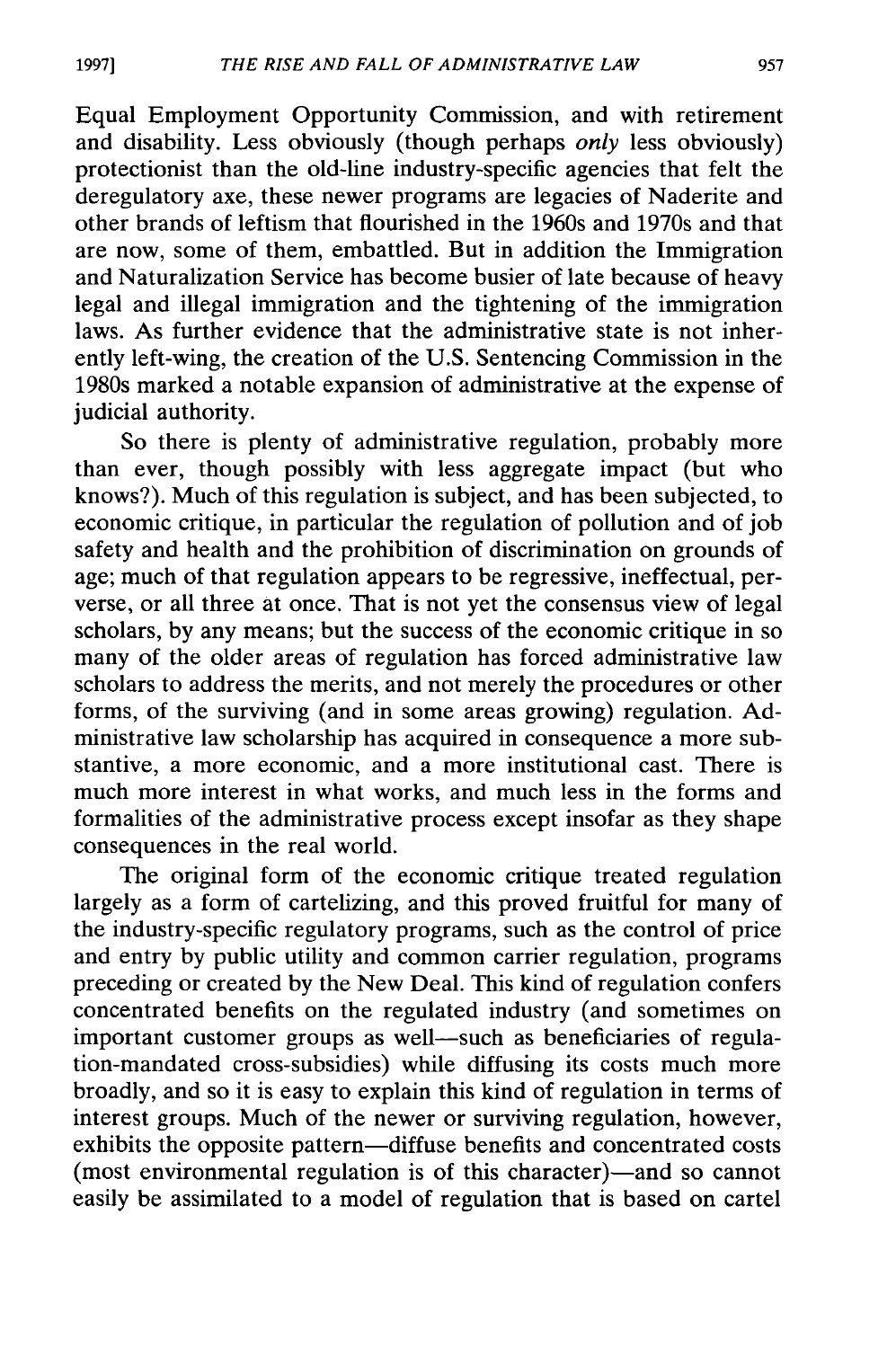Equal Employment Opportunity Commission, and with retirement and disability. Less obviously (though perhaps *only* less obviously) protectionist than the old-line industry-specific agencies that felt the deregulatory axe, these newer programs are legacies of Naderite and other brands of leftism that flourished in the 1960s and 1970s and that are now, some of them, embattled. But in addition the Immigration and Naturalization Service has become busier of late because of heavy legal and illegal immigration and the tightening of the immigration laws. As further evidence that the administrative state is not inherently left-wing, the creation of the U.S. Sentencing Commission in the 1980s marked a notable expansion of administrative at the expense of judicial authority.

So there is plenty of administrative regulation, probably more than ever, though possibly with less aggregate impact (but who knows?). Much of this regulation is subject, and has been subjected, to economic critique, in particular the regulation of pollution and of job safety and health and the prohibition of discrimination on grounds of age; much of that regulation appears to be regressive, ineffectual, perverse, or all three at once. That is not yet the consensus view of legal scholars, by any means; but the success of the economic critique in so many of the older areas of regulation has forced administrative law scholars to address the merits, and not merely the procedures or other forms, of the surviving (and in some areas growing) regulation. Administrative law scholarship has acquired in consequence a more substantive, a more economic, and a more institutional cast. There is much more interest in what works, and much less in the forms and formalities of the administrative process except insofar as they shape consequences in the real world.

The original form of the economic critique treated regulation largely as a form of cartelizing, and this proved fruitful for many of the industry-specific regulatory programs, such as the control of price and entry by public utility and common carrier regulation, programs preceding or created by the New Deal. This kind of regulation confers concentrated benefits on the regulated industry (and sometimes on important customer groups as well—such as beneficiaries of regulation-mandated cross-subsidies) while diffusing its costs much more broadly, and so it is easy to explain this kind of regulation in terms of interest groups. Much of the newer or surviving regulation, however, exhibits the opposite pattern—diffuse benefits and concentrated costs (most environmental regulation is of this character)—and so cannot easily be assimilated to a model of regulation that is based on cartel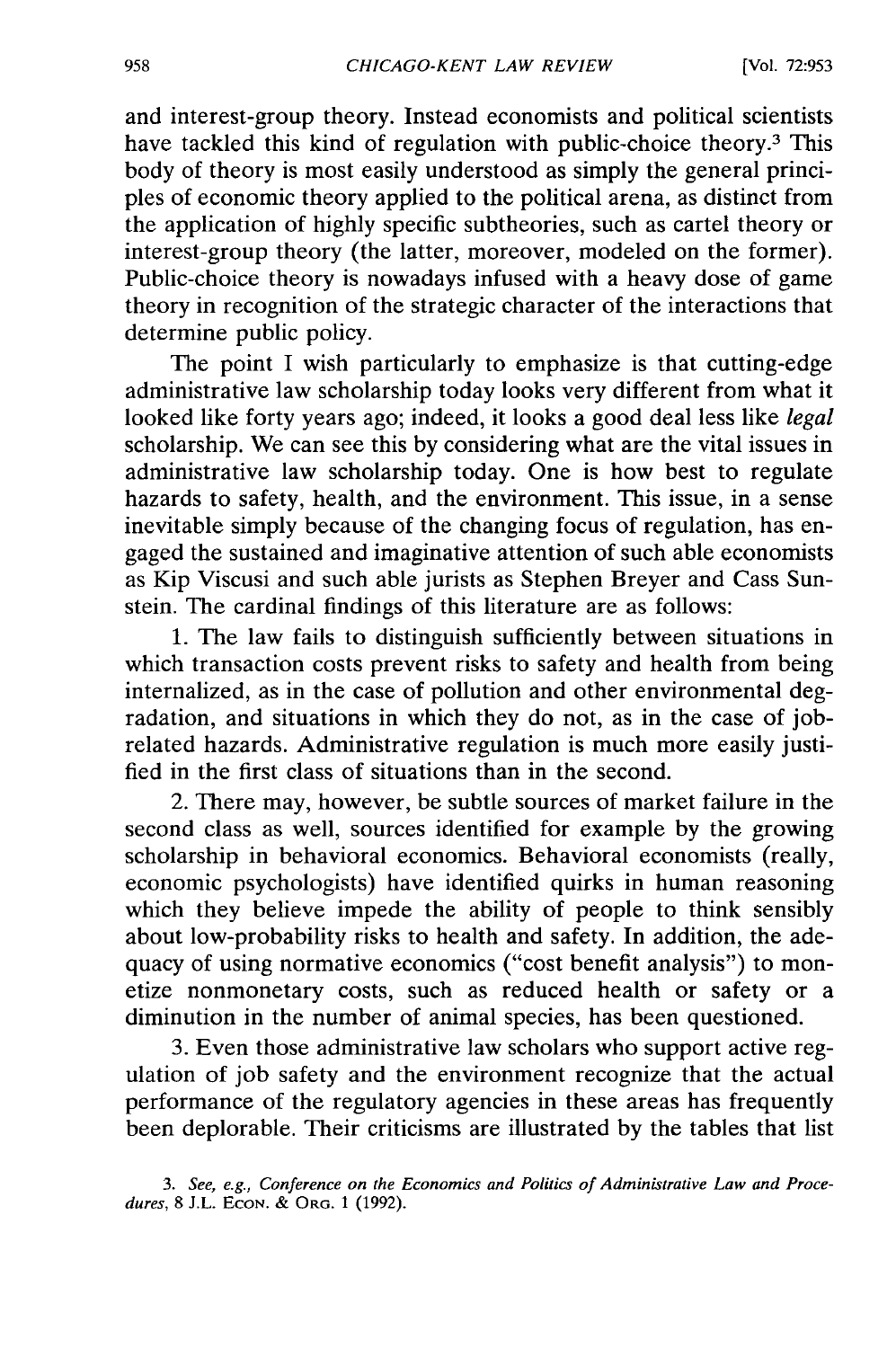and interest-group theory. Instead economists and political scientists have tackled this kind of regulation with public-choice theory.[3] This body of theory is most easily understood as simply the general principles of economic theory applied to the political arena, as distinct from the application of highly specific subtheories, such as cartel theory or interest-group theory (the latter, moreover, modeled on the former). Public-choice theory is nowadays infused with a heavy dose of game theory in recognition of the strategic character of the interactions that determine public policy.

The point I wish particularly to emphasize is that cutting-edge administrative law scholarship today looks very different from what it looked like forty years ago; indeed, it looks a good deal less like *legal* scholarship. We can see this by considering what are the vital issues in administrative law scholarship today. One is how best to regulate hazards to safety, health, and the environment. This issue, in a sense inevitable simply because of the changing focus of regulation, has engaged the sustained and imaginative attention of such able economists as Kip Viscusi and such able jurists as Stephen Breyer and Cass Sunstein. The cardinal findings of this literature are as follows:

1. The law fails to distinguish sufficiently between situations in which transaction costs prevent risks to safety and health from being internalized, as in the case of pollution and other environmental degradation, and situations in which they do not, as in the case of job-related hazards. Administrative regulation is much more easily justified in the first class of situations than in the second.

2. There may, however, be subtle sources of market failure in the second class as well, sources identified for example by the growing scholarship in behavioral economics. Behavioral economists (really, economic psychologists) have identified quirks in human reasoning which they believe impede the ability of people to think sensibly about low-probability risks to health and safety. In addition, the adequacy of using normative economics ("cost benefit analysis") to monetize nonmonetary costs, such as reduced health or safety or a diminution in the number of animal species, has been questioned.

3. Even those administrative law scholars who support active regulation of job safety and the environment recognize that the actual performance of the regulatory agencies in these areas has frequently been deplorable. Their criticisms are illustrated by the tables that list

3. *See, e.g., Conference on the Economics and Politics of Administrative Law and Procedures*, 8 J.L. ECON. & ORG. 1 (1992).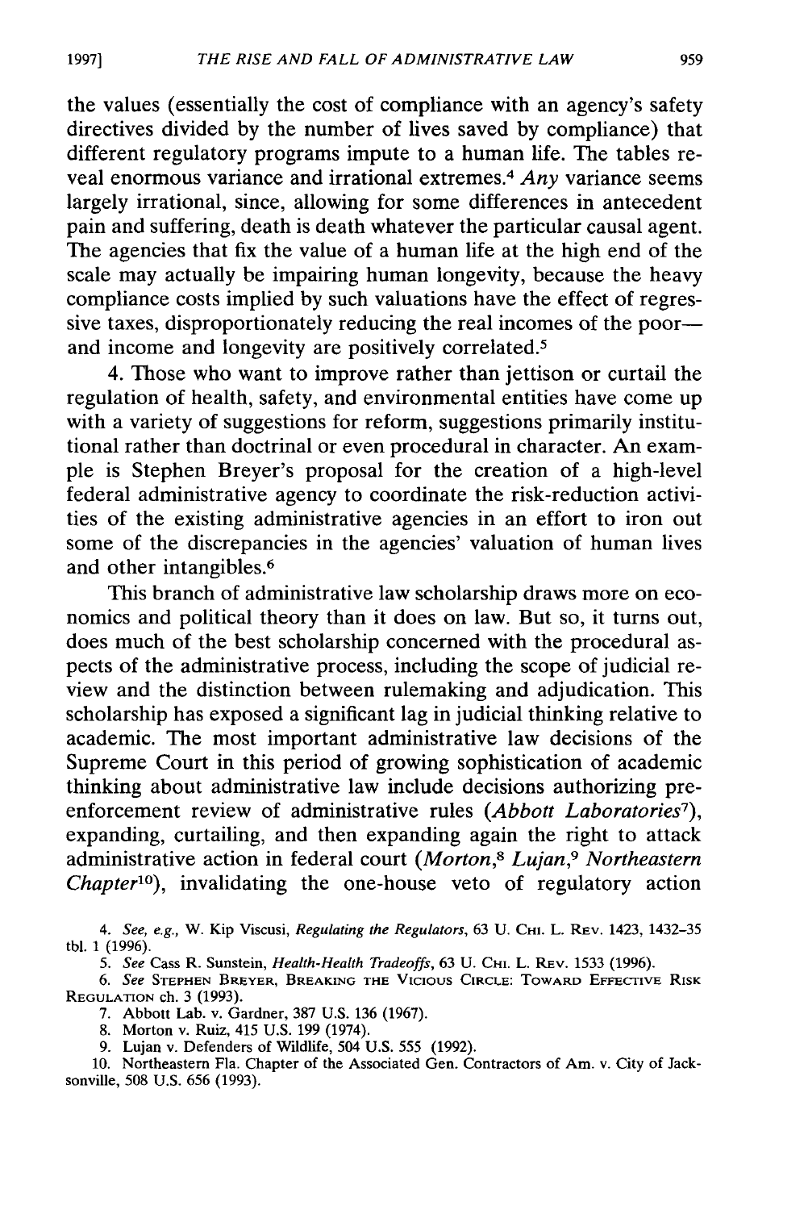the values (essentially the cost of compliance with an agency's safety directives divided by the number of lives saved by compliance) that different regulatory programs impute to a human life. The tables reveal enormous variance and irrational extremes.[4] *Any* variance seems largely irrational, since, allowing for some differences in antecedent pain and suffering, death is death whatever the particular causal agent. The agencies that fix the value of a human life at the high end of the scale may actually be impairing human longevity, because the heavy compliance costs implied by such valuations have the effect of regressive taxes, disproportionately reducing the real incomes of the poor—and income and longevity are positively correlated.[5]

4. Those who want to improve rather than jettison or curtail the regulation of health, safety, and environmental entities have come up with a variety of suggestions for reform, suggestions primarily institutional rather than doctrinal or even procedural in character. An example is Stephen Breyer's proposal for the creation of a high-level federal administrative agency to coordinate the risk-reduction activities of the existing administrative agencies in an effort to iron out some of the discrepancies in the agencies' valuation of human lives and other intangibles.[6]

This branch of administrative law scholarship draws more on economics and political theory than it does on law. But so, it turns out, does much of the best scholarship concerned with the procedural aspects of the administrative process, including the scope of judicial review and the distinction between rulemaking and adjudication. This scholarship has exposed a significant lag in judicial thinking relative to academic. The most important administrative law decisions of the Supreme Court in this period of growing sophistication of academic thinking about administrative law include decisions authorizing pre-enforcement review of administrative rules (*Abbott Laboratories*[7]), expanding, curtailing, and then expanding again the right to attack administrative action in federal court (*Morton*,[8] *Lujan*,[9] *Northeastern Chapter*[10]), invalidating the one-house veto of regulatory action

4. *See, e.g.*, W. Kip Viscusi, *Regulating the Regulators*, 63 U. Chi. L. Rev. 1423, 1432–35 tbl. 1 (1996).

5. *See* Cass R. Sunstein, *Health-Health Tradeoffs*, 63 U. Chi. L. Rev. 1533 (1996).

6. *See* Stephen Breyer, Breaking the Vicious Circle: Toward Effective Risk Regulation ch. 3 (1993).

7. Abbott Lab. v. Gardner, 387 U.S. 136 (1967).

8. Morton v. Ruiz, 415 U.S. 199 (1974).

9. Lujan v. Defenders of Wildlife, 504 U.S. 555 (1992).

10. Northeastern Fla. Chapter of the Associated Gen. Contractors of Am. v. City of Jacksonville, 508 U.S. 656 (1993).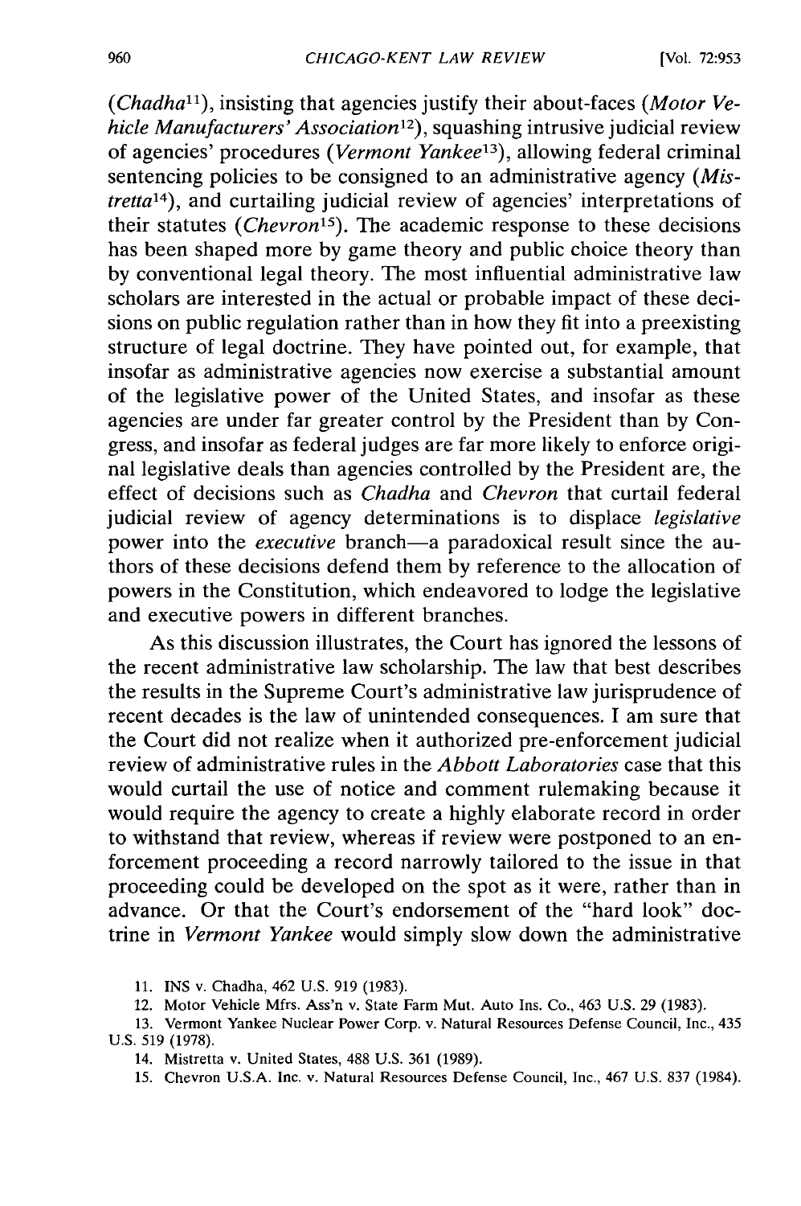(*Chadha*[11]), insisting that agencies justify their about-faces (*Motor Vehicle Manufacturers' Association*[12]), squashing intrusive judicial review of agencies' procedures (*Vermont Yankee*[13]), allowing federal criminal sentencing policies to be consigned to an administrative agency (*Mistretta*[14]), and curtailing judicial review of agencies' interpretations of their statutes (*Chevron*[15]). The academic response to these decisions has been shaped more by game theory and public choice theory than by conventional legal theory. The most influential administrative law scholars are interested in the actual or probable impact of these decisions on public regulation rather than in how they fit into a preexisting structure of legal doctrine. They have pointed out, for example, that insofar as administrative agencies now exercise a substantial amount of the legislative power of the United States, and insofar as these agencies are under far greater control by the President than by Congress, and insofar as federal judges are far more likely to enforce original legislative deals than agencies controlled by the President are, the effect of decisions such as *Chadha* and *Chevron* that curtail federal judicial review of agency determinations is to displace *legislative* power into the *executive* branch—a paradoxical result since the authors of these decisions defend them by reference to the allocation of powers in the Constitution, which endeavored to lodge the legislative and executive powers in different branches.

As this discussion illustrates, the Court has ignored the lessons of the recent administrative law scholarship. The law that best describes the results in the Supreme Court's administrative law jurisprudence of recent decades is the law of unintended consequences. I am sure that the Court did not realize when it authorized pre-enforcement judicial review of administrative rules in the *Abbott Laboratories* case that this would curtail the use of notice and comment rulemaking because it would require the agency to create a highly elaborate record in order to withstand that review, whereas if review were postponed to an enforcement proceeding a record narrowly tailored to the issue in that proceeding could be developed on the spot as it were, rather than in advance. Or that the Court's endorsement of the "hard look" doctrine in *Vermont Yankee* would simply slow down the administrative

11. INS v. Chadha, 462 U.S. 919 (1983).

12. Motor Vehicle Mfrs. Ass'n v. State Farm Mut. Auto Ins. Co., 463 U.S. 29 (1983).

13. Vermont Yankee Nuclear Power Corp. v. Natural Resources Defense Council, Inc., 435 U.S. 519 (1978).

14. Mistretta v. United States, 488 U.S. 361 (1989).

15. Chevron U.S.A. Inc. v. Natural Resources Defense Council, Inc., 467 U.S. 837 (1984).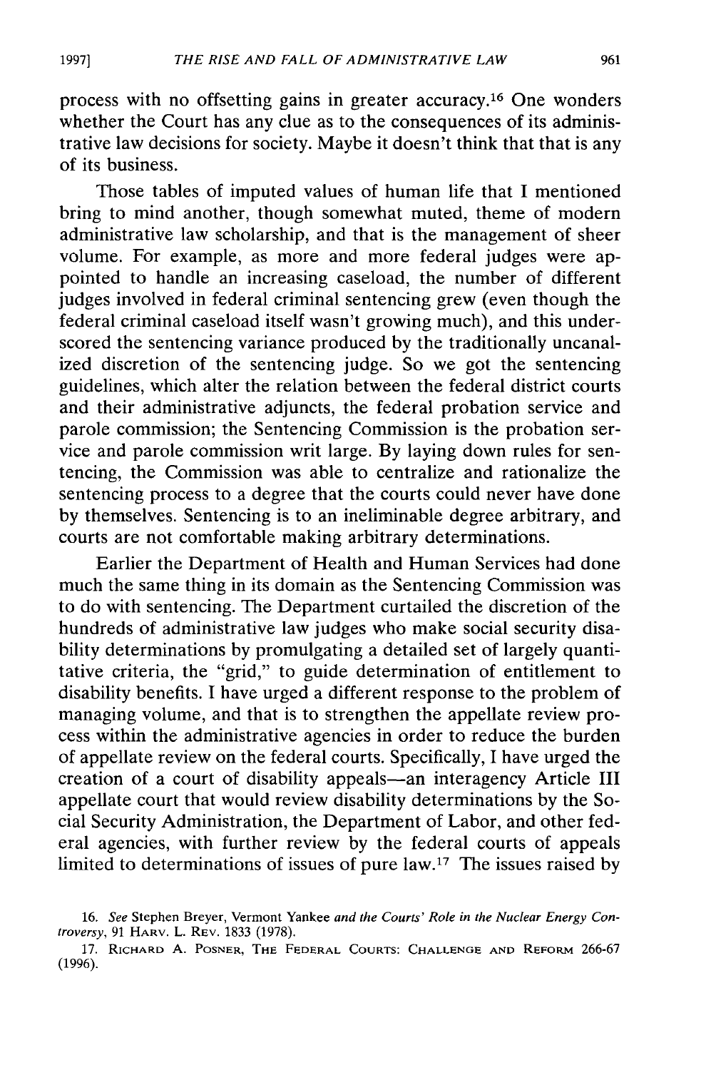process with no offsetting gains in greater accuracy.[16] One wonders whether the Court has any clue as to the consequences of its administrative law decisions for society. Maybe it doesn't think that that is any of its business.

Those tables of imputed values of human life that I mentioned bring to mind another, though somewhat muted, theme of modern administrative law scholarship, and that is the management of sheer volume. For example, as more and more federal judges were appointed to handle an increasing caseload, the number of different judges involved in federal criminal sentencing grew (even though the federal criminal caseload itself wasn't growing much), and this underscored the sentencing variance produced by the traditionally uncanalized discretion of the sentencing judge. So we got the sentencing guidelines, which alter the relation between the federal district courts and their administrative adjuncts, the federal probation service and parole commission; the Sentencing Commission is the probation service and parole commission writ large. By laying down rules for sentencing, the Commission was able to centralize and rationalize the sentencing process to a degree that the courts could never have done by themselves. Sentencing is to an ineliminable degree arbitrary, and courts are not comfortable making arbitrary determinations.

Earlier the Department of Health and Human Services had done much the same thing in its domain as the Sentencing Commission was to do with sentencing. The Department curtailed the discretion of the hundreds of administrative law judges who make social security disability determinations by promulgating a detailed set of largely quantitative criteria, the "grid," to guide determination of entitlement to disability benefits. I have urged a different response to the problem of managing volume, and that is to strengthen the appellate review process within the administrative agencies in order to reduce the burden of appellate review on the federal courts. Specifically, I have urged the creation of a court of disability appeals—an interagency Article III appellate court that would review disability determinations by the Social Security Administration, the Department of Labor, and other federal agencies, with further review by the federal courts of appeals limited to determinations of issues of pure law.[17] The issues raised by

16. *See* Stephen Breyer, *Vermont Yankee and the Courts' Role in the Nuclear Energy Controversy*, 91 HARV. L. REV. 1833 (1978).

17. RICHARD A. POSNER, THE FEDERAL COURTS: CHALLENGE AND REFORM 266-67 (1996).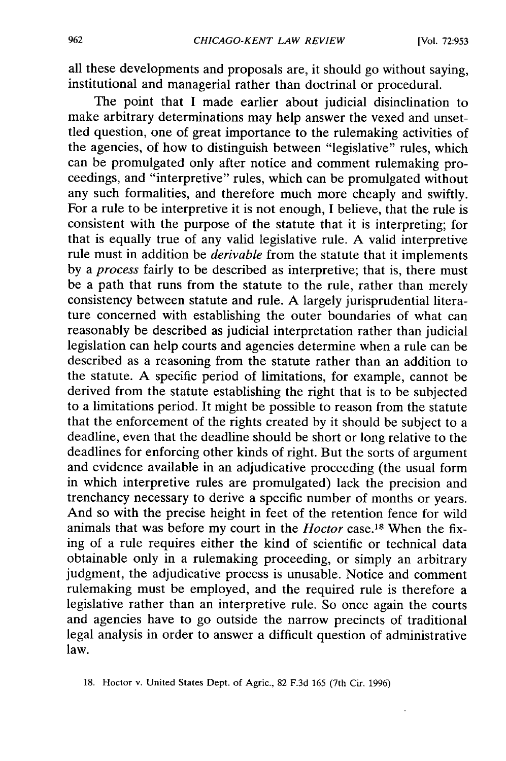all these developments and proposals are, it should go without saying, institutional and managerial rather than doctrinal or procedural.

The point that I made earlier about judicial disinclination to make arbitrary determinations may help answer the vexed and unsettled question, one of great importance to the rulemaking activities of the agencies, of how to distinguish between "legislative" rules, which can be promulgated only after notice and comment rulemaking proceedings, and "interpretive" rules, which can be promulgated without any such formalities, and therefore much more cheaply and swiftly. For a rule to be interpretive it is not enough, I believe, that the rule is consistent with the purpose of the statute that it is interpreting; for that is equally true of any valid legislative rule. A valid interpretive rule must in addition be *derivable* from the statute that it implements by a *process* fairly to be described as interpretive; that is, there must be a path that runs from the statute to the rule, rather than merely consistency between statute and rule. A largely jurisprudential literature concerned with establishing the outer boundaries of what can reasonably be described as judicial interpretation rather than judicial legislation can help courts and agencies determine when a rule can be described as a reasoning from the statute rather than an addition to the statute. A specific period of limitations, for example, cannot be derived from the statute establishing the right that is to be subjected to a limitations period. It might be possible to reason from the statute that the enforcement of the rights created by it should be subject to a deadline, even that the deadline should be short or long relative to the deadlines for enforcing other kinds of right. But the sorts of argument and evidence available in an adjudicative proceeding (the usual form in which interpretive rules are promulgated) lack the precision and trenchancy necessary to derive a specific number of months or years. And so with the precise height in feet of the retention fence for wild animals that was before my court in the *Hoctor* case.[18] When the fixing of a rule requires either the kind of scientific or technical data obtainable only in a rulemaking proceeding, or simply an arbitrary judgment, the adjudicative process is unusable. Notice and comment rulemaking must be employed, and the required rule is therefore a legislative rather than an interpretive rule. So once again the courts and agencies have to go outside the narrow precincts of traditional legal analysis in order to answer a difficult question of administrative law.

18. Hoctor v. United States Dept. of Agric., 82 F.3d 165 (7th Cir. 1996)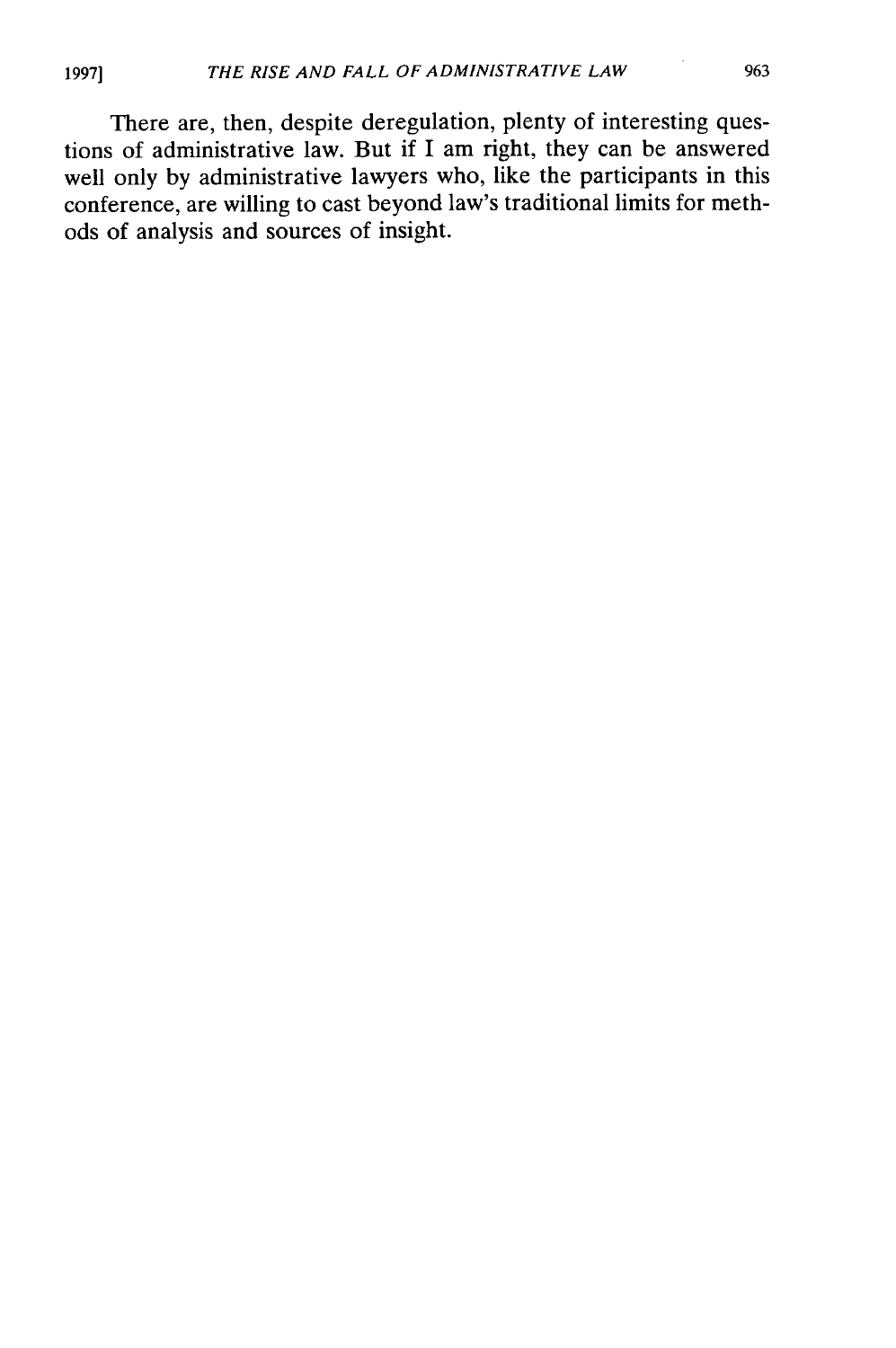There are, then, despite deregulation, plenty of interesting questions of administrative law. But if I am right, they can be answered well only by administrative lawyers who, like the participants in this conference, are willing to cast beyond law's traditional limits for methods of analysis and sources of insight.